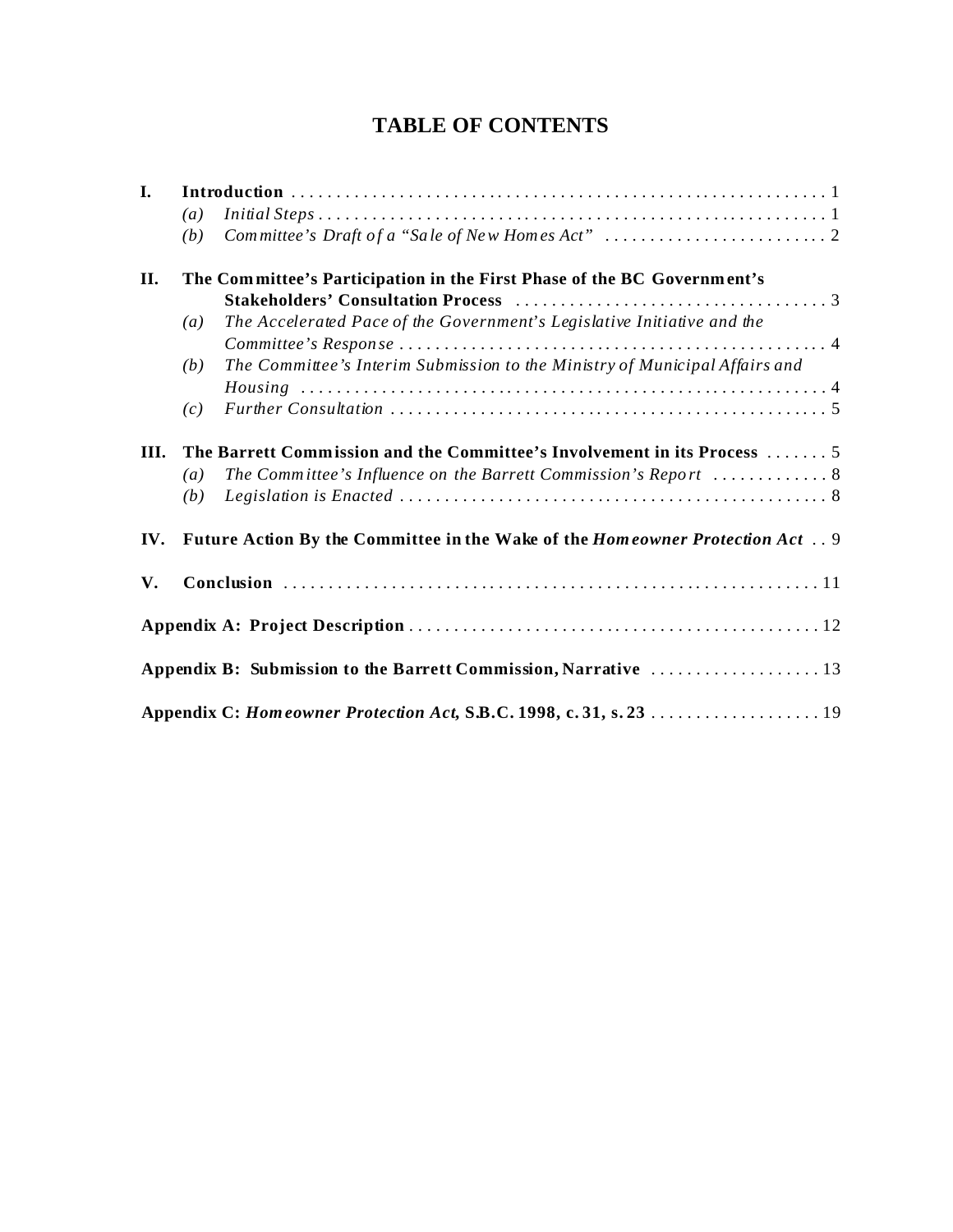# TABLE OF CONTENTS

**I. Introduction** . . . . . . . . . . . . . . . . . . . . . . . . . . . . . . . . . . . . . . . . . . . . . . . . . . . . . . . . . . 1
- (a) *Initial Steps* . . . . . . . . . . . . . . . . . . . . . . . . . . . . . . . . . . . . . . . . . . . . . . . . . . . . . . . 1
- (b) *Committee's Draft of a "Sale of New Homes Act"* . . . . . . . . . . . . . . . . . . . . . . . . . 2

**II. The Committee's Participation in the First Phase of the BC Government's Stakeholders' Consultation Process** . . . . . . . . . . . . . . . . . . . . . . . . . . . . . . . . . . . 3
- (a) *The Accelerated Pace of the Government's Legislative Initiative and the Committee's Response* . . . . . . . . . . . . . . . . . . . . . . . . . . . . . . . . . . . . . . . . . . . . . . . . 4
- (b) *The Committee's Interim Submission to the Ministry of Municipal Affairs and Housing* . . . . . . . . . . . . . . . . . . . . . . . . . . . . . . . . . . . . . . . . . . . . . . . . . . . . . . . . . 4
- (c) *Further Consultation* . . . . . . . . . . . . . . . . . . . . . . . . . . . . . . . . . . . . . . . . . . . . . . . . . 5

**III. The Barrett Commission and the Committee's Involvement in its Process** . . . . . . . 5
- (a) *The Committee's Influence on the Barrett Commission's Report* . . . . . . . . . . . . . 8
- (b) *Legislation is Enacted* . . . . . . . . . . . . . . . . . . . . . . . . . . . . . . . . . . . . . . . . . . . . . . . 8

**IV. Future Action By the Committee in the Wake of the *Homeowner Protection Act*** . . 9

**V. Conclusion** . . . . . . . . . . . . . . . . . . . . . . . . . . . . . . . . . . . . . . . . . . . . . . . . . . . . . . . . . . . 11

**Appendix A: Project Description** . . . . . . . . . . . . . . . . . . . . . . . . . . . . . . . . . . . . . . . . . . . . . 12

**Appendix B: Submission to the Barrett Commission, Narrative** . . . . . . . . . . . . . . . . . . . 13

**Appendix C: *Homeowner Protection Act*, S.B.C. 1998, c. 31, s. 23** . . . . . . . . . . . . . . . . . . . 19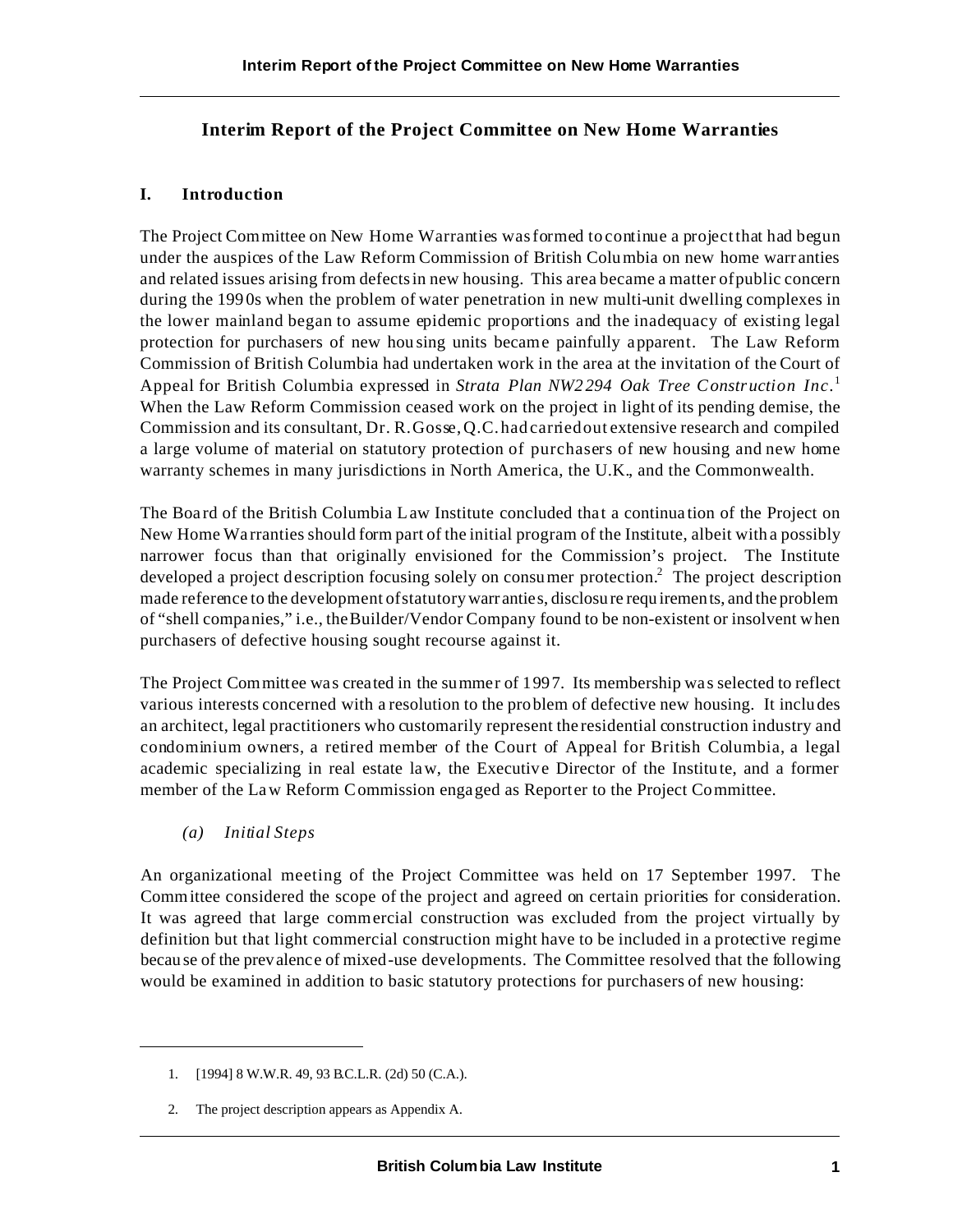# Interim Report of the Project Committee on New Home Warranties

## I. Introduction

The Project Committee on New Home Warranties was formed to continue a project that had begun under the auspices of the Law Reform Commission of British Columbia on new home warranties and related issues arising from defects in new housing. This area became a matter of public concern during the 1990s when the problem of water penetration in new multi-unit dwelling complexes in the lower mainland began to assume epidemic proportions and the inadequacy of existing legal protection for purchasers of new housing units became painfully apparent. The Law Reform Commission of British Columbia had undertaken work in the area at the invitation of the Court of Appeal for British Columbia expressed in *Strata Plan NW2294 Oak Tree Construction Inc.*[1] When the Law Reform Commission ceased work on the project in light of its pending demise, the Commission and its consultant, Dr. R. Gosse, Q.C. had carried out extensive research and compiled a large volume of material on statutory protection of purchasers of new housing and new home warranty schemes in many jurisdictions in North America, the U.K., and the Commonwealth.

The Board of the British Columbia Law Institute concluded that a continuation of the Project on New Home Warranties should form part of the initial program of the Institute, albeit with a possibly narrower focus than that originally envisioned for the Commission's project. The Institute developed a project description focusing solely on consumer protection.[2] The project description made reference to the development of statutory warranties, disclosure requirements, and the problem of "shell companies," i.e., the Builder/Vendor Company found to be non-existent or insolvent when purchasers of defective housing sought recourse against it.

The Project Committee was created in the summer of 1997. Its membership was selected to reflect various interests concerned with a resolution to the problem of defective new housing. It includes an architect, legal practitioners who customarily represent the residential construction industry and condominium owners, a retired member of the Court of Appeal for British Columbia, a legal academic specializing in real estate law, the Executive Director of the Institute, and a former member of the Law Reform Commission engaged as Reporter to the Project Committee.

### *(a) Initial Steps*

An organizational meeting of the Project Committee was held on 17 September 1997. The Committee considered the scope of the project and agreed on certain priorities for consideration. It was agreed that large commercial construction was excluded from the project virtually by definition but that light commercial construction might have to be included in a protective regime because of the prevalence of mixed-use developments. The Committee resolved that the following would be examined in addition to basic statutory protections for purchasers of new housing:

---

1. [1994] 8 W.W.R. 49, 93 B.C.L.R. (2d) 50 (C.A.).

2. The project description appears as Appendix A.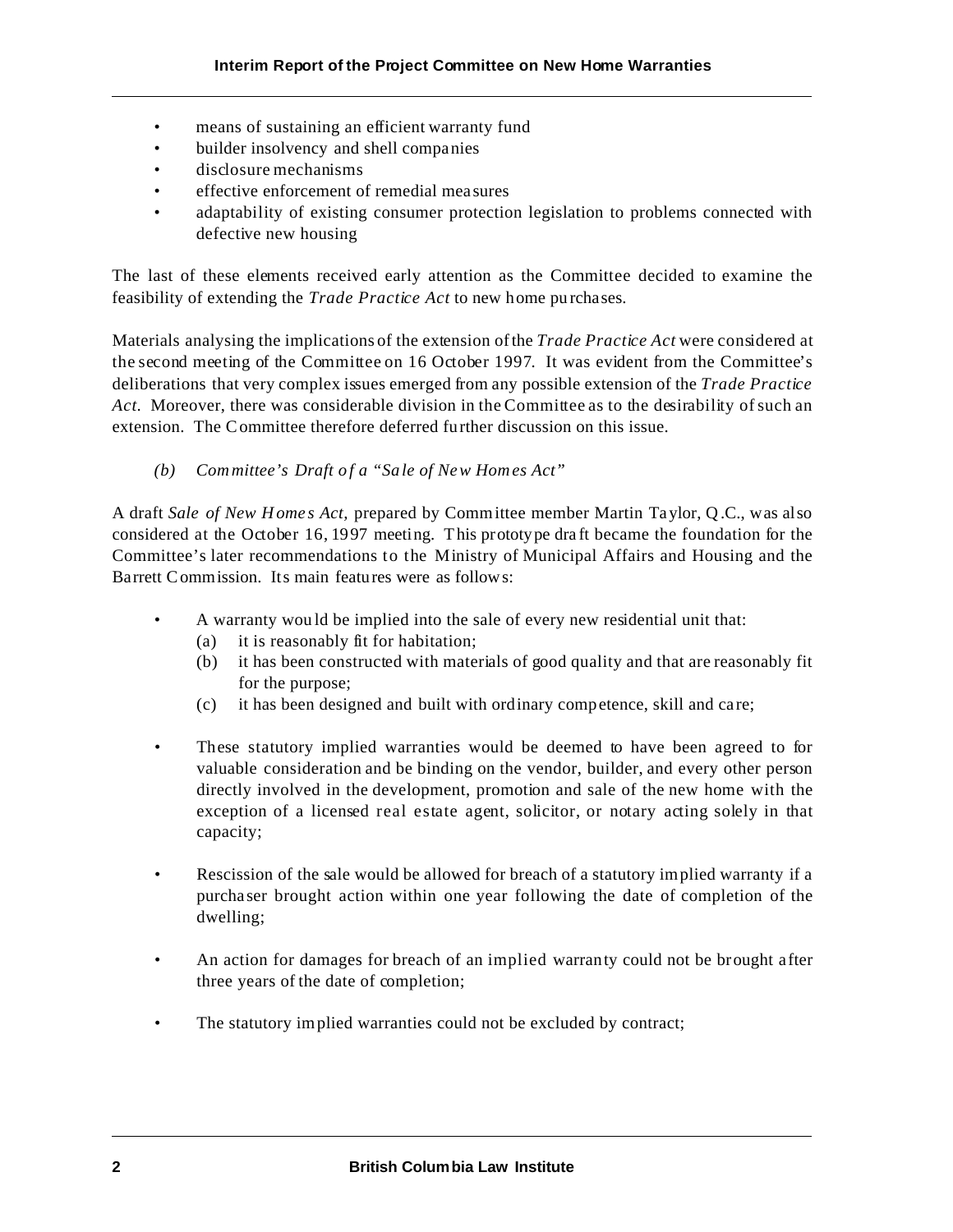- means of sustaining an efficient warranty fund
- builder insolvency and shell companies
- disclosure mechanisms
- effective enforcement of remedial measures
- adaptability of existing consumer protection legislation to problems connected with defective new housing

The last of these elements received early attention as the Committee decided to examine the feasibility of extending the *Trade Practice Act* to new home purchases.

Materials analysing the implications of the extension of the *Trade Practice Act* were considered at the second meeting of the Committee on 16 October 1997. It was evident from the Committee's deliberations that very complex issues emerged from any possible extension of the *Trade Practice Act*. Moreover, there was considerable division in the Committee as to the desirability of such an extension. The Committee therefore deferred further discussion on this issue.

*(b) Committee's Draft of a "Sale of New Homes Act"*

A draft *Sale of New Homes Act,* prepared by Committee member Martin Taylor, Q.C., was also considered at the October 16, 1997 meeting. This prototype draft became the foundation for the Committee's later recommendations to the Ministry of Municipal Affairs and Housing and the Barrett Commission. Its main features were as follows:

- A warranty would be implied into the sale of every new residential unit that:
  - (a) it is reasonably fit for habitation;
  - (b) it has been constructed with materials of good quality and that are reasonably fit for the purpose;
  - (c) it has been designed and built with ordinary competence, skill and care;

- These statutory implied warranties would be deemed to have been agreed to for valuable consideration and be binding on the vendor, builder, and every other person directly involved in the development, promotion and sale of the new home with the exception of a licensed real estate agent, solicitor, or notary acting solely in that capacity;

- Rescission of the sale would be allowed for breach of a statutory implied warranty if a purchaser brought action within one year following the date of completion of the dwelling;

- An action for damages for breach of an implied warranty could not be brought after three years of the date of completion;

- The statutory implied warranties could not be excluded by contract;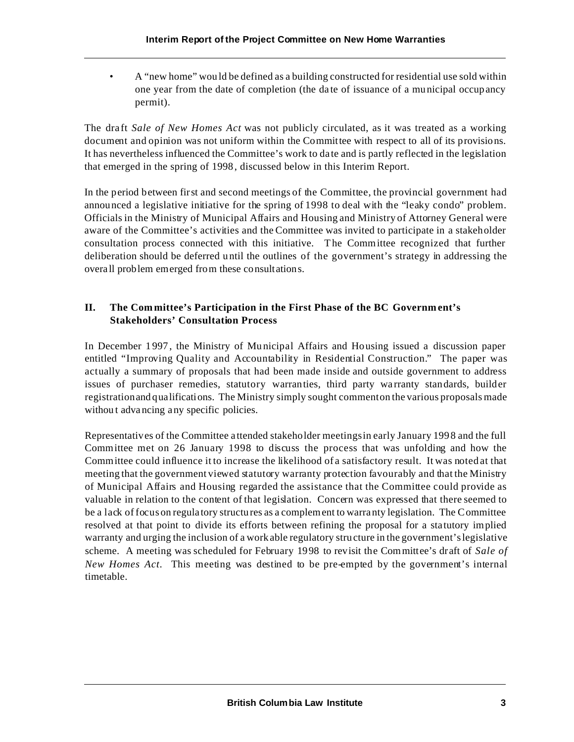- A "new home" would be defined as a building constructed for residential use sold within one year from the date of completion (the date of issuance of a municipal occupancy permit).

The draft *Sale of New Homes Act* was not publicly circulated, as it was treated as a working document and opinion was not uniform within the Committee with respect to all of its provisions. It has nevertheless influenced the Committee's work to date and is partly reflected in the legislation that emerged in the spring of 1998, discussed below in this Interim Report.

In the period between first and second meetings of the Committee, the provincial government had announced a legislative initiative for the spring of 1998 to deal with the "leaky condo" problem. Officials in the Ministry of Municipal Affairs and Housing and Ministry of Attorney General were aware of the Committee's activities and the Committee was invited to participate in a stakeholder consultation process connected with this initiative. The Committee recognized that further deliberation should be deferred until the outlines of the government's strategy in addressing the overall problem emerged from these consultations.

## II. The Committee's Participation in the First Phase of the BC Government's Stakeholders' Consultation Process

In December 1997, the Ministry of Municipal Affairs and Housing issued a discussion paper entitled "Improving Quality and Accountability in Residential Construction." The paper was actually a summary of proposals that had been made inside and outside government to address issues of purchaser remedies, statutory warranties, third party warranty standards, builder registration and qualifications. The Ministry simply sought comment on the various proposals made without advancing any specific policies.

Representatives of the Committee attended stakeholder meetings in early January 1998 and the full Committee met on 26 January 1998 to discuss the process that was unfolding and how the Committee could influence it to increase the likelihood of a satisfactory result. It was noted at that meeting that the government viewed statutory warranty protection favourably and that the Ministry of Municipal Affairs and Housing regarded the assistance that the Committee could provide as valuable in relation to the content of that legislation. Concern was expressed that there seemed to be a lack of focus on regulatory structures as a complement to warranty legislation. The Committee resolved at that point to divide its efforts between refining the proposal for a statutory implied warranty and urging the inclusion of a workable regulatory structure in the government's legislative scheme. A meeting was scheduled for February 1998 to revisit the Committee's draft of *Sale of New Homes Act*. This meeting was destined to be pre-empted by the government's internal timetable.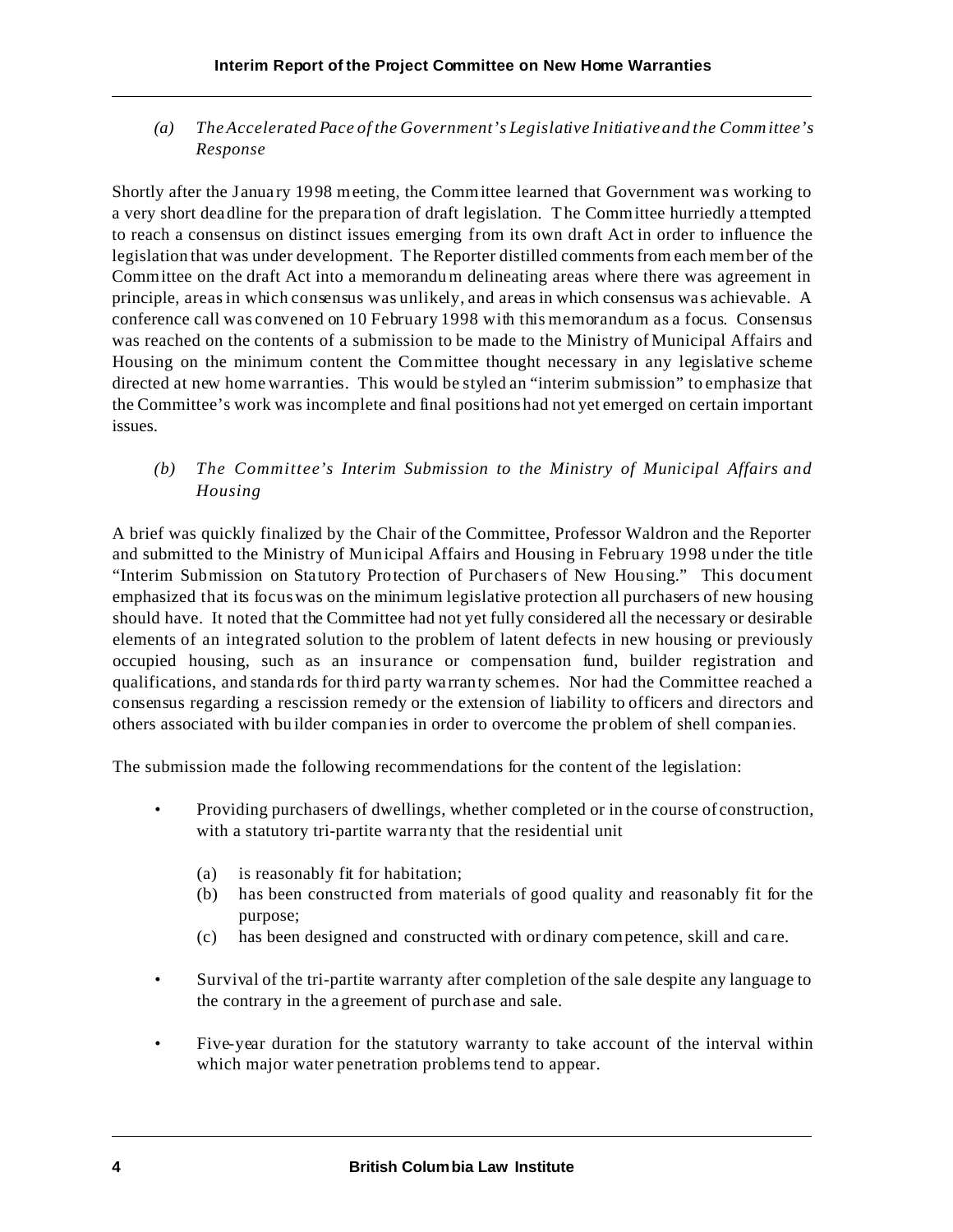### *(a) The Accelerated Pace of the Government's Legislative Initiative and the Committee's Response*

Shortly after the January 1998 meeting, the Committee learned that Government was working to a very short deadline for the preparation of draft legislation. The Committee hurriedly attempted to reach a consensus on distinct issues emerging from its own draft Act in order to influence the legislation that was under development. The Reporter distilled comments from each member of the Committee on the draft Act into a memorandum delineating areas where there was agreement in principle, areas in which consensus was unlikely, and areas in which consensus was achievable. A conference call was convened on 10 February 1998 with this memorandum as a focus. Consensus was reached on the contents of a submission to be made to the Ministry of Municipal Affairs and Housing on the minimum content the Committee thought necessary in any legislative scheme directed at new home warranties. This would be styled an "interim submission" to emphasize that the Committee's work was incomplete and final positions had not yet emerged on certain important issues.

### *(b) The Committee's Interim Submission to the Ministry of Municipal Affairs and Housing*

A brief was quickly finalized by the Chair of the Committee, Professor Waldron and the Reporter and submitted to the Ministry of Municipal Affairs and Housing in February 1998 under the title "Interim Submission on Statutory Protection of Purchasers of New Housing." This document emphasized that its focus was on the minimum legislative protection all purchasers of new housing should have. It noted that the Committee had not yet fully considered all the necessary or desirable elements of an integrated solution to the problem of latent defects in new housing or previously occupied housing, such as an insurance or compensation fund, builder registration and qualifications, and standards for third party warranty schemes. Nor had the Committee reached a consensus regarding a rescission remedy or the extension of liability to officers and directors and others associated with builder companies in order to overcome the problem of shell companies.

The submission made the following recommendations for the content of the legislation:

- Providing purchasers of dwellings, whether completed or in the course of construction, with a statutory tri-partite warranty that the residential unit
  - (a) is reasonably fit for habitation;
  - (b) has been constructed from materials of good quality and reasonably fit for the purpose;
  - (c) has been designed and constructed with ordinary competence, skill and care.
- Survival of the tri-partite warranty after completion of the sale despite any language to the contrary in the agreement of purchase and sale.
- Five-year duration for the statutory warranty to take account of the interval within which major water penetration problems tend to appear.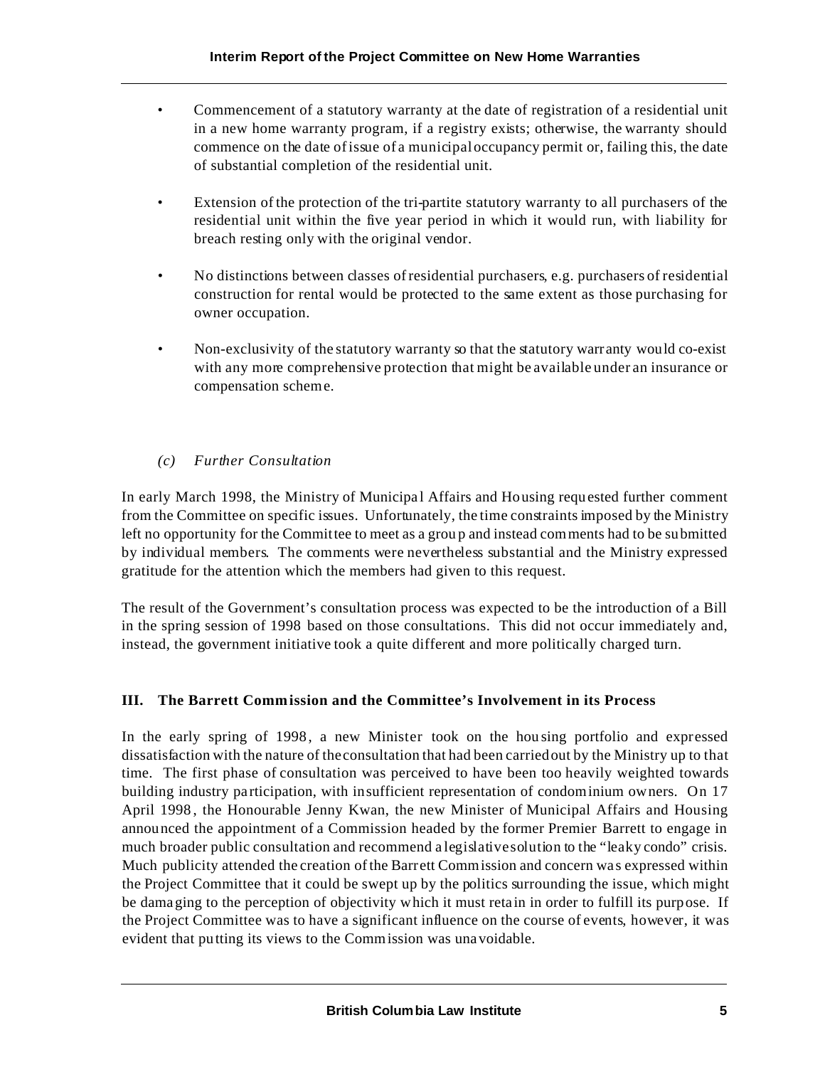- Commencement of a statutory warranty at the date of registration of a residential unit in a new home warranty program, if a registry exists; otherwise, the warranty should commence on the date of issue of a municipal occupancy permit or, failing this, the date of substantial completion of the residential unit.

- Extension of the protection of the tri-partite statutory warranty to all purchasers of the residential unit within the five year period in which it would run, with liability for breach resting only with the original vendor.

- No distinctions between classes of residential purchasers, e.g. purchasers of residential construction for rental would be protected to the same extent as those purchasing for owner occupation.

- Non-exclusivity of the statutory warranty so that the statutory warranty would co-exist with any more comprehensive protection that might be available under an insurance or compensation scheme.

### *(c) Further Consultation*

In early March 1998, the Ministry of Municipal Affairs and Housing requested further comment from the Committee on specific issues. Unfortunately, the time constraints imposed by the Ministry left no opportunity for the Committee to meet as a group and instead comments had to be submitted by individual members. The comments were nevertheless substantial and the Ministry expressed gratitude for the attention which the members had given to this request.

The result of the Government's consultation process was expected to be the introduction of a Bill in the spring session of 1998 based on those consultations. This did not occur immediately and, instead, the government initiative took a quite different and more politically charged turn.

## III. The Barrett Commission and the Committee's Involvement in its Process

In the early spring of 1998, a new Minister took on the housing portfolio and expressed dissatisfaction with the nature of the consultation that had been carried out by the Ministry up to that time. The first phase of consultation was perceived to have been too heavily weighted towards building industry participation, with insufficient representation of condominium owners. On 17 April 1998, the Honourable Jenny Kwan, the new Minister of Municipal Affairs and Housing announced the appointment of a Commission headed by the former Premier Barrett to engage in much broader public consultation and recommend a legislative solution to the "leaky condo" crisis. Much publicity attended the creation of the Barrett Commission and concern was expressed within the Project Committee that it could be swept up by the politics surrounding the issue, which might be damaging to the perception of objectivity which it must retain in order to fulfill its purpose. If the Project Committee was to have a significant influence on the course of events, however, it was evident that putting its views to the Commission was unavoidable.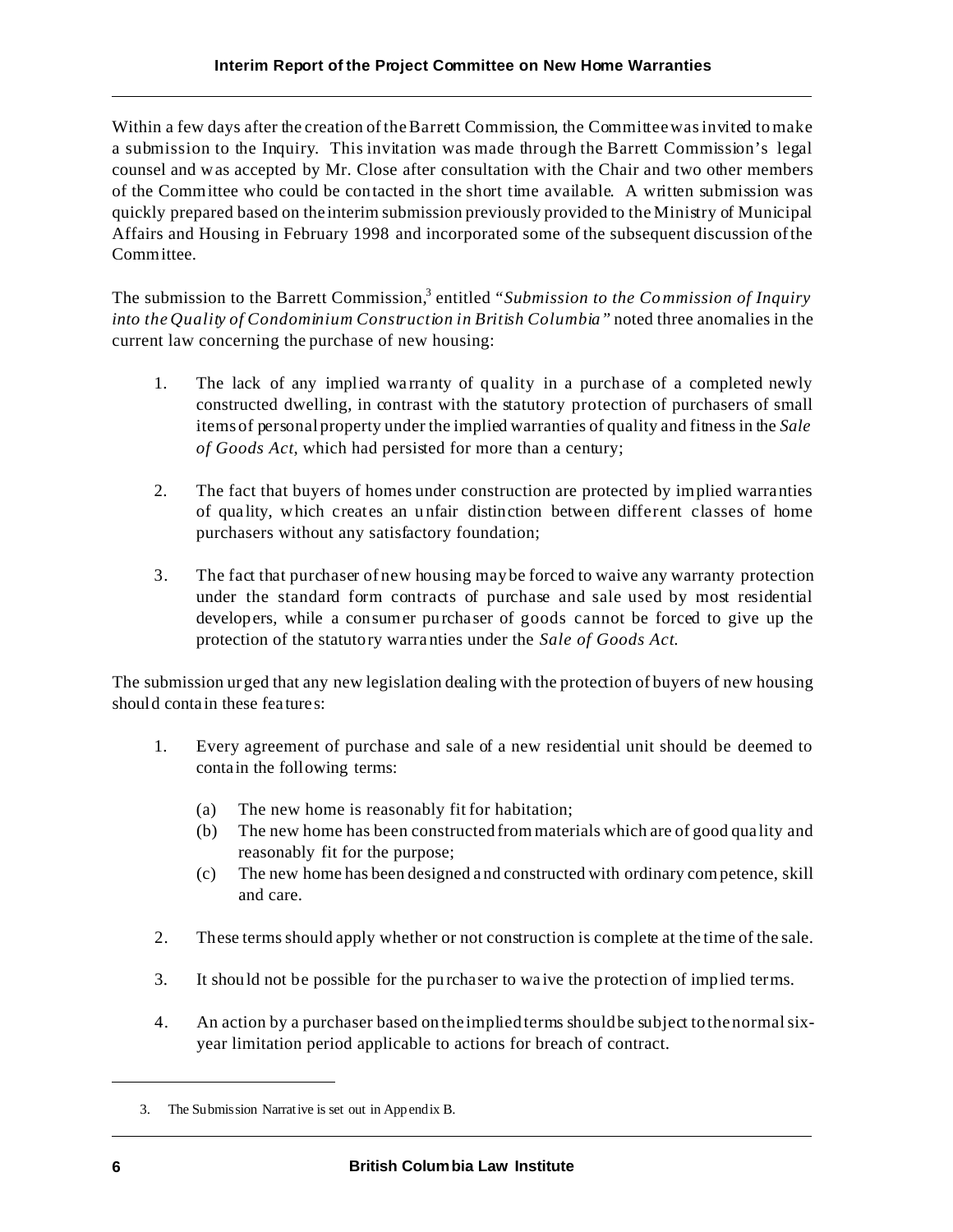Within a few days after the creation of the Barrett Commission, the Committee was invited to make a submission to the Inquiry. This invitation was made through the Barrett Commission's legal counsel and was accepted by Mr. Close after consultation with the Chair and two other members of the Committee who could be contacted in the short time available. A written submission was quickly prepared based on the interim submission previously provided to the Ministry of Municipal Affairs and Housing in February 1998 and incorporated some of the subsequent discussion of the Committee.

The submission to the Barrett Commission,[3] entitled "*Submission to the Commission of Inquiry into the Quality of Condominium Construction in British Columbia*" noted three anomalies in the current law concerning the purchase of new housing:

1. The lack of any implied warranty of quality in a purchase of a completed newly constructed dwelling, in contrast with the statutory protection of purchasers of small items of personal property under the implied warranties of quality and fitness in the *Sale of Goods Act*, which had persisted for more than a century;

2. The fact that buyers of homes under construction are protected by implied warranties of quality, which creates an unfair distinction between different classes of home purchasers without any satisfactory foundation;

3. The fact that purchaser of new housing may be forced to waive any warranty protection under the standard form contracts of purchase and sale used by most residential developers, while a consumer purchaser of goods cannot be forced to give up the protection of the statutory warranties under the *Sale of Goods Act*.

The submission urged that any new legislation dealing with the protection of buyers of new housing should contain these features:

1. Every agreement of purchase and sale of a new residential unit should be deemed to contain the following terms:

   (a) The new home is reasonably fit for habitation;
   (b) The new home has been constructed from materials which are of good quality and reasonably fit for the purpose;
   (c) The new home has been designed and constructed with ordinary competence, skill and care.

2. These terms should apply whether or not construction is complete at the time of the sale.

3. It should not be possible for the purchaser to waive the protection of implied terms.

4. An action by a purchaser based on the implied terms should be subject to the normal six-year limitation period applicable to actions for breach of contract.

3. The Submission Narrative is set out in Appendix B.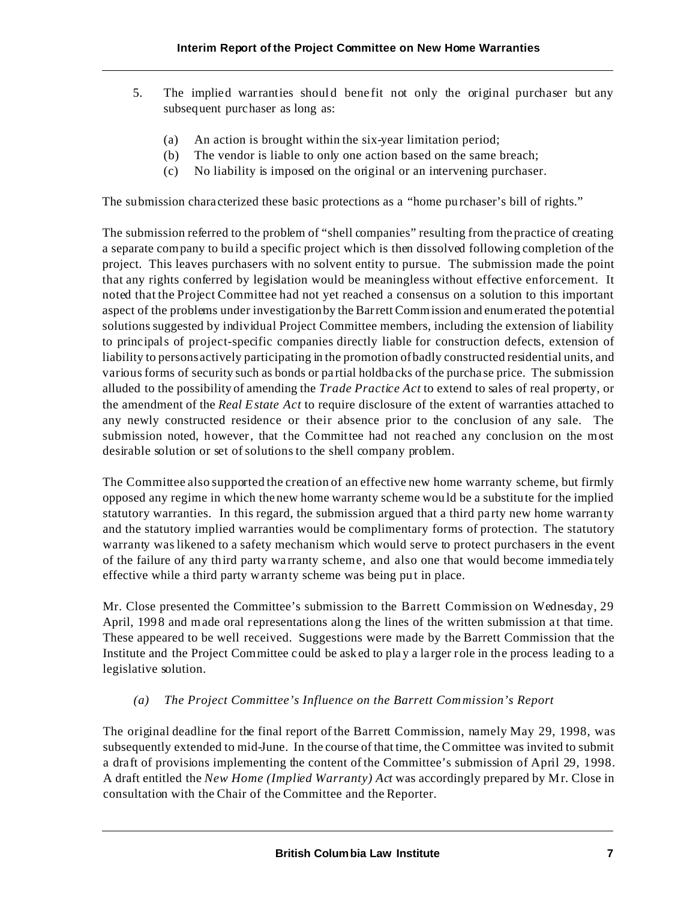5. The implied warranties should benefit not only the original purchaser but any subsequent purchaser as long as:

    (a) An action is brought within the six-year limitation period;
    (b) The vendor is liable to only one action based on the same breach;
    (c) No liability is imposed on the original or an intervening purchaser.

The submission characterized these basic protections as a "home purchaser's bill of rights."

The submission referred to the problem of "shell companies" resulting from the practice of creating a separate company to build a specific project which is then dissolved following completion of the project. This leaves purchasers with no solvent entity to pursue. The submission made the point that any rights conferred by legislation would be meaningless without effective enforcement. It noted that the Project Committee had not yet reached a consensus on a solution to this important aspect of the problems under investigation by the Barrett Commission and enumerated the potential solutions suggested by individual Project Committee members, including the extension of liability to principals of project-specific companies directly liable for construction defects, extension of liability to persons actively participating in the promotion of badly constructed residential units, and various forms of security such as bonds or partial holdbacks of the purchase price. The submission alluded to the possibility of amending the *Trade Practice Act* to extend to sales of real property, or the amendment of the *Real Estate Act* to require disclosure of the extent of warranties attached to any newly constructed residence or their absence prior to the conclusion of any sale. The submission noted, however, that the Committee had not reached any conclusion on the most desirable solution or set of solutions to the shell company problem.

The Committee also supported the creation of an effective new home warranty scheme, but firmly opposed any regime in which the new home warranty scheme would be a substitute for the implied statutory warranties. In this regard, the submission argued that a third party new home warranty and the statutory implied warranties would be complimentary forms of protection. The statutory warranty was likened to a safety mechanism which would serve to protect purchasers in the event of the failure of any third party warranty scheme, and also one that would become immediately effective while a third party warranty scheme was being put in place.

Mr. Close presented the Committee's submission to the Barrett Commission on Wednesday, 29 April, 1998 and made oral representations along the lines of the written submission at that time. These appeared to be well received. Suggestions were made by the Barrett Commission that the Institute and the Project Committee could be asked to play a larger role in the process leading to a legislative solution.

### *(a) The Project Committee's Influence on the Barrett Commission's Report*

The original deadline for the final report of the Barrett Commission, namely May 29, 1998, was subsequently extended to mid-June. In the course of that time, the Committee was invited to submit a draft of provisions implementing the content of the Committee's submission of April 29, 1998. A draft entitled the *New Home (Implied Warranty) Act* was accordingly prepared by Mr. Close in consultation with the Chair of the Committee and the Reporter.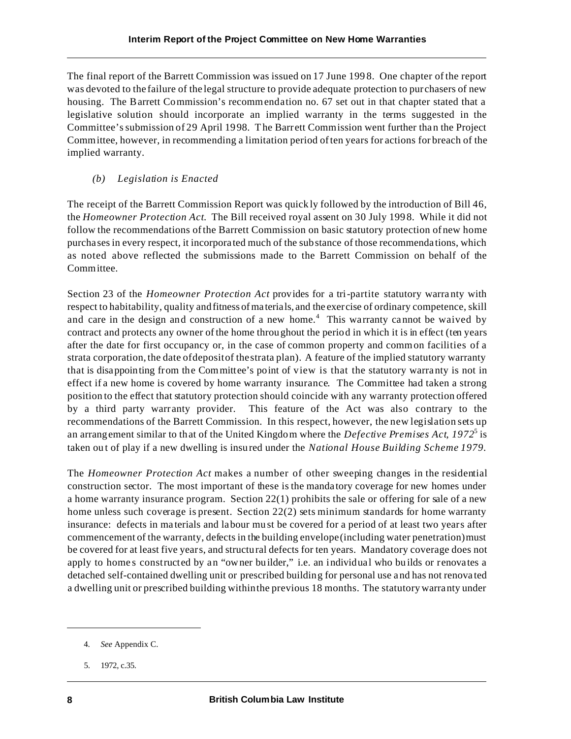The final report of the Barrett Commission was issued on 17 June 1998. One chapter of the report was devoted to the failure of the legal structure to provide adequate protection to purchasers of new housing. The Barrett Commission's recommendation no. 67 set out in that chapter stated that a legislative solution should incorporate an implied warranty in the terms suggested in the Committee's submission of 29 April 1998. The Barrett Commission went further than the Project Committee, however, in recommending a limitation period of ten years for actions for breach of the implied warranty.

#### *(b) Legislation is Enacted*

The receipt of the Barrett Commission Report was quickly followed by the introduction of Bill 46, the *Homeowner Protection Act.* The Bill received royal assent on 30 July 1998. While it did not follow the recommendations of the Barrett Commission on basic statutory protection of new home purchases in every respect, it incorporated much of the substance of those recommendations, which as noted above reflected the submissions made to the Barrett Commission on behalf of the Committee.

Section 23 of the *Homeowner Protection Act* provides for a tri-partite statutory warranty with respect to habitability, quality and fitness of materials, and the exercise of ordinary competence, skill and care in the design and construction of a new home.[4] This warranty cannot be waived by contract and protects any owner of the home throughout the period in which it is in effect (ten years after the date for first occupancy or, in the case of common property and common facilities of a strata corporation, the date of deposit of the strata plan). A feature of the implied statutory warranty that is disappointing from the Committee's point of view is that the statutory warranty is not in effect if a new home is covered by home warranty insurance. The Committee had taken a strong position to the effect that statutory protection should coincide with any warranty protection offered by a third party warranty provider. This feature of the Act was also contrary to the recommendations of the Barrett Commission. In this respect, however, the new legislation sets up an arrangement similar to that of the United Kingdom where the *Defective Premises Act, 1972*[5] is taken out of play if a new dwelling is insured under the *National House Building Scheme 1979*.

The *Homeowner Protection Act* makes a number of other sweeping changes in the residential construction sector. The most important of these is the mandatory coverage for new homes under a home warranty insurance program. Section 22(1) prohibits the sale or offering for sale of a new home unless such coverage is present. Section 22(2) sets minimum standards for home warranty insurance: defects in materials and labour must be covered for a period of at least two years after commencement of the warranty, defects in the building envelope (including water penetration) must be covered for at least five years, and structural defects for ten years. Mandatory coverage does not apply to homes constructed by an "owner builder," i.e. an individual who builds or renovates a detached self-contained dwelling unit or prescribed building for personal use and has not renovated a dwelling unit or prescribed building within the previous 18 months. The statutory warranty under

---

4. *See* Appendix C.

5. 1972, c.35.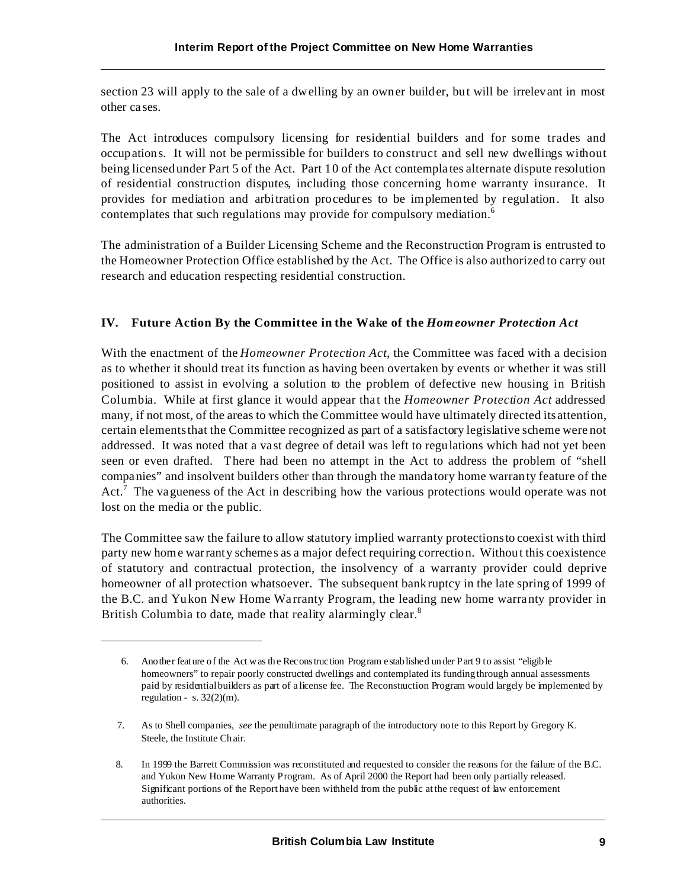section 23 will apply to the sale of a dwelling by an owner builder, but will be irrelevant in most other cases.

The Act introduces compulsory licensing for residential builders and for some trades and occupations. It will not be permissible for builders to construct and sell new dwellings without being licensed under Part 5 of the Act. Part 10 of the Act contemplates alternate dispute resolution of residential construction disputes, including those concerning home warranty insurance. It provides for mediation and arbitration procedures to be implemented by regulation. It also contemplates that such regulations may provide for compulsory mediation.[6]

The administration of a Builder Licensing Scheme and the Reconstruction Program is entrusted to the Homeowner Protection Office established by the Act. The Office is also authorized to carry out research and education respecting residential construction.

## IV. Future Action By the Committee in the Wake of the *Homeowner Protection Act*

With the enactment of the *Homeowner Protection Act*, the Committee was faced with a decision as to whether it should treat its function as having been overtaken by events or whether it was still positioned to assist in evolving a solution to the problem of defective new housing in British Columbia. While at first glance it would appear that the *Homeowner Protection Act* addressed many, if not most, of the areas to which the Committee would have ultimately directed its attention, certain elements that the Committee recognized as part of a satisfactory legislative scheme were not addressed. It was noted that a vast degree of detail was left to regulations which had not yet been seen or even drafted. There had been no attempt in the Act to address the problem of "shell companies" and insolvent builders other than through the mandatory home warranty feature of the Act.[7] The vagueness of the Act in describing how the various protections would operate was not lost on the media or the public.

The Committee saw the failure to allow statutory implied warranty protections to coexist with third party new home warranty schemes as a major defect requiring correction. Without this coexistence of statutory and contractual protection, the insolvency of a warranty provider could deprive homeowner of all protection whatsoever. The subsequent bankruptcy in the late spring of 1999 of the B.C. and Yukon New Home Warranty Program, the leading new home warranty provider in British Columbia to date, made that reality alarmingly clear.[8]

---

6. Another feature of the Act was the Reconstruction Program established under Part 9 to assist "eligible homeowners" to repair poorly constructed dwellings and contemplated its funding through annual assessments paid by residential builders as part of a license fee. The Reconstruction Program would largely be implemented by regulation - s. 32(2)(m).

7. As to Shell companies, *see* the penultimate paragraph of the introductory note to this Report by Gregory K. Steele, the Institute Chair.

8. In 1999 the Barrett Commission was reconstituted and requested to consider the reasons for the failure of the B.C. and Yukon New Home Warranty Program. As of April 2000 the Report had been only partially released. Significant portions of the Report have been withheld from the public at the request of law enforcement authorities.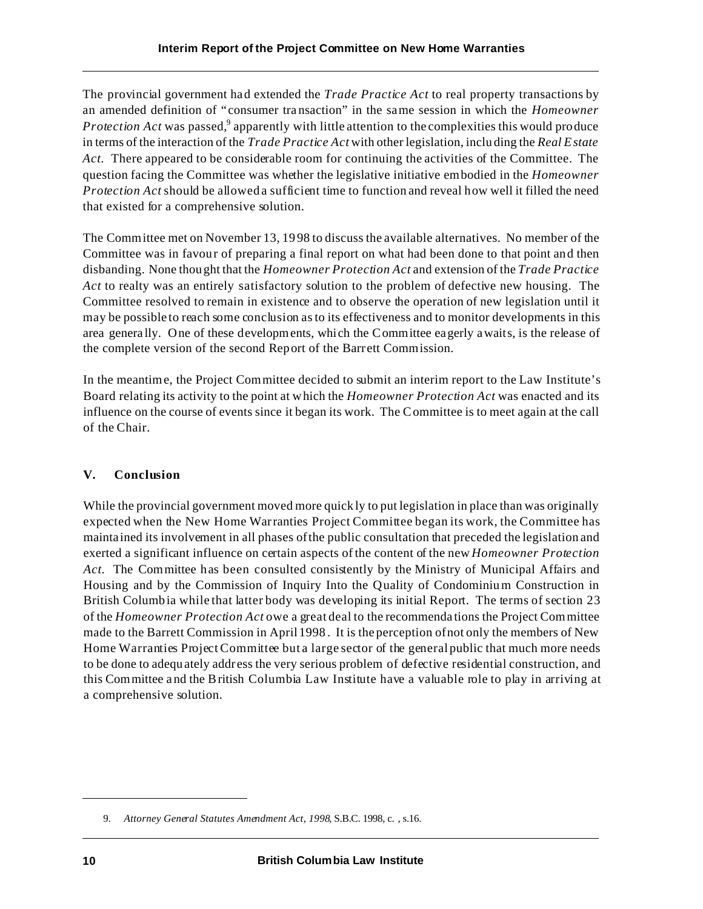The provincial government had extended the *Trade Practice Act* to real property transactions by an amended definition of "consumer transaction" in the same session in which the *Homeowner Protection Act* was passed,[9] apparently with little attention to the complexities this would produce in terms of the interaction of the *Trade Practice Act* with other legislation, including the *Real Estate Act*. There appeared to be considerable room for continuing the activities of the Committee. The question facing the Committee was whether the legislative initiative embodied in the *Homeowner Protection Act* should be allowed a sufficient time to function and reveal how well it filled the need that existed for a comprehensive solution.

The Committee met on November 13, 1998 to discuss the available alternatives. No member of the Committee was in favour of preparing a final report on what had been done to that point and then disbanding. None thought that the *Homeowner Protection Act* and extension of the *Trade Practice Act* to realty was an entirely satisfactory solution to the problem of defective new housing. The Committee resolved to remain in existence and to observe the operation of new legislation until it may be possible to reach some conclusion as to its effectiveness and to monitor developments in this area generally. One of these developments, which the Committee eagerly awaits, is the release of the complete version of the second Report of the Barrett Commission.

In the meantime, the Project Committee decided to submit an interim report to the Law Institute's Board relating its activity to the point at which the *Homeowner Protection Act* was enacted and its influence on the course of events since it began its work. The Committee is to meet again at the call of the Chair.

## V. Conclusion

While the provincial government moved more quickly to put legislation in place than was originally expected when the New Home Warranties Project Committee began its work, the Committee has maintained its involvement in all phases of the public consultation that preceded the legislation and exerted a significant influence on certain aspects of the content of the new *Homeowner Protection Act*. The Committee has been consulted consistently by the Ministry of Municipal Affairs and Housing and by the Commission of Inquiry Into the Quality of Condominium Construction in British Columbia while that latter body was developing its initial Report. The terms of section 23 of the *Homeowner Protection Act* owe a great deal to the recommendations the Project Committee made to the Barrett Commission in April 1998. It is the perception of not only the members of New Home Warranties Project Committee but a large sector of the general public that much more needs to be done to adequately address the very serious problem of defective residential construction, and this Committee and the British Columbia Law Institute have a valuable role to play in arriving at a comprehensive solution.

9. *Attorney General Statutes Amendment Act, 1998*, S.B.C. 1998, c. , s.16.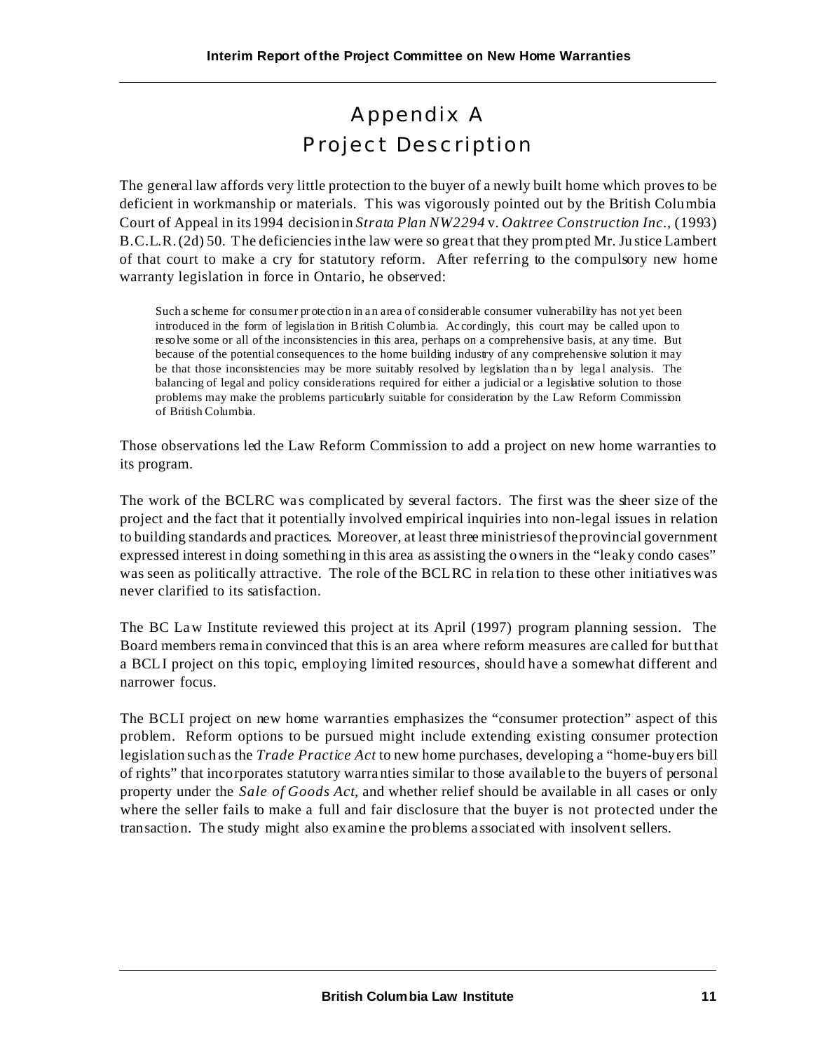# Appendix A
# Project Description

The general law affords very little protection to the buyer of a newly built home which proves to be deficient in workmanship or materials. This was vigorously pointed out by the British Columbia Court of Appeal in its 1994 decision in *Strata Plan NW2294* v. *Oaktree Construction Inc.*, (1993) B.C.L.R. (2d) 50. The deficiencies in the law were so great that they prompted Mr. Justice Lambert of that court to make a cry for statutory reform. After referring to the compulsory new home warranty legislation in force in Ontario, he observed:

> Such a scheme for consumer protection in an area of considerable consumer vulnerability has not yet been introduced in the form of legislation in British Columbia. Accordingly, this court may be called upon to resolve some or all of the inconsistencies in this area, perhaps on a comprehensive basis, at any time. But because of the potential consequences to the home building industry of any comprehensive solution it may be that those inconsistencies may be more suitably resolved by legislation than by legal analysis. The balancing of legal and policy considerations required for either a judicial or a legislative solution to those problems may make the problems particularly suitable for consideration by the Law Reform Commission of British Columbia.

Those observations led the Law Reform Commission to add a project on new home warranties to its program.

The work of the BCLRC was complicated by several factors. The first was the sheer size of the project and the fact that it potentially involved empirical inquiries into non-legal issues in relation to building standards and practices. Moreover, at least three ministries of the provincial government expressed interest in doing something in this area as assisting the owners in the "leaky condo cases" was seen as politically attractive. The role of the BCLRC in relation to these other initiatives was never clarified to its satisfaction.

The BC Law Institute reviewed this project at its April (1997) program planning session. The Board members remain convinced that this is an area where reform measures are called for but that a BCLI project on this topic, employing limited resources, should have a somewhat different and narrower focus.

The BCLI project on new home warranties emphasizes the "consumer protection" aspect of this problem. Reform options to be pursued might include extending existing consumer protection legislation such as the *Trade Practice Act* to new home purchases, developing a "home-buyers bill of rights" that incorporates statutory warranties similar to those available to the buyers of personal property under the *Sale of Goods Act*, and whether relief should be available in all cases or only where the seller fails to make a full and fair disclosure that the buyer is not protected under the transaction. The study might also examine the problems associated with insolvent sellers.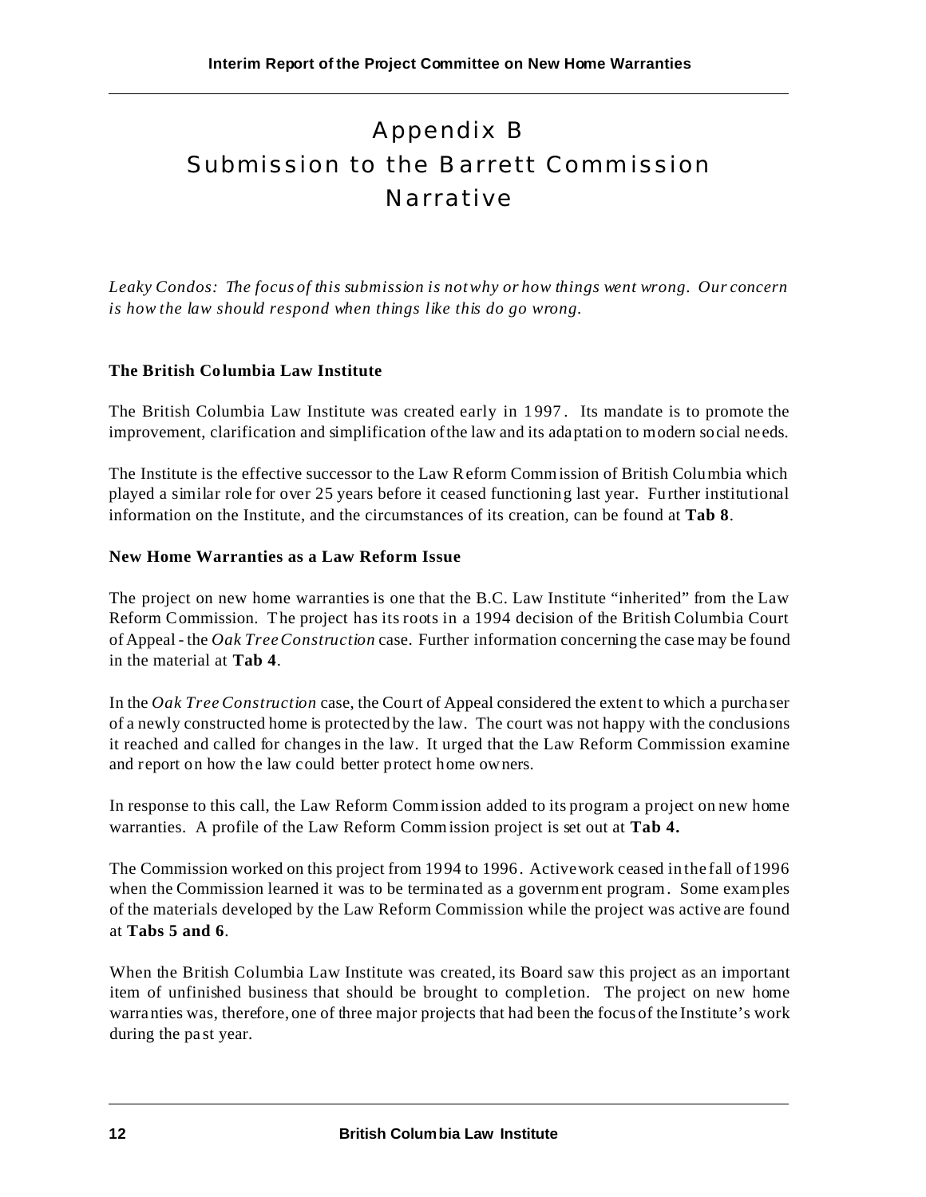# Appendix B
# Submission to the Barrett Commission
# Narrative

*Leaky Condos: The focus of this submission is not why or how things went wrong. Our concern is how the law should respond when things like this do go wrong.*

**The British Columbia Law Institute**

The British Columbia Law Institute was created early in 1997. Its mandate is to promote the improvement, clarification and simplification of the law and its adaptation to modern social needs.

The Institute is the effective successor to the Law Reform Commission of British Columbia which played a similar role for over 25 years before it ceased functioning last year. Further institutional information on the Institute, and the circumstances of its creation, can be found at **Tab 8**.

**New Home Warranties as a Law Reform Issue**

The project on new home warranties is one that the B.C. Law Institute "inherited" from the Law Reform Commission. The project has its roots in a 1994 decision of the British Columbia Court of Appeal - the *Oak Tree Construction* case. Further information concerning the case may be found in the material at **Tab 4**.

In the *Oak Tree Construction* case, the Court of Appeal considered the extent to which a purchaser of a newly constructed home is protected by the law. The court was not happy with the conclusions it reached and called for changes in the law. It urged that the Law Reform Commission examine and report on how the law could better protect home owners.

In response to this call, the Law Reform Commission added to its program a project on new home warranties. A profile of the Law Reform Commission project is set out at **Tab 4.**

The Commission worked on this project from 1994 to 1996. Active work ceased in the fall of 1996 when the Commission learned it was to be terminated as a government program. Some examples of the materials developed by the Law Reform Commission while the project was active are found at **Tabs 5 and 6**.

When the British Columbia Law Institute was created, its Board saw this project as an important item of unfinished business that should be brought to completion. The project on new home warranties was, therefore, one of three major projects that had been the focus of the Institute's work during the past year.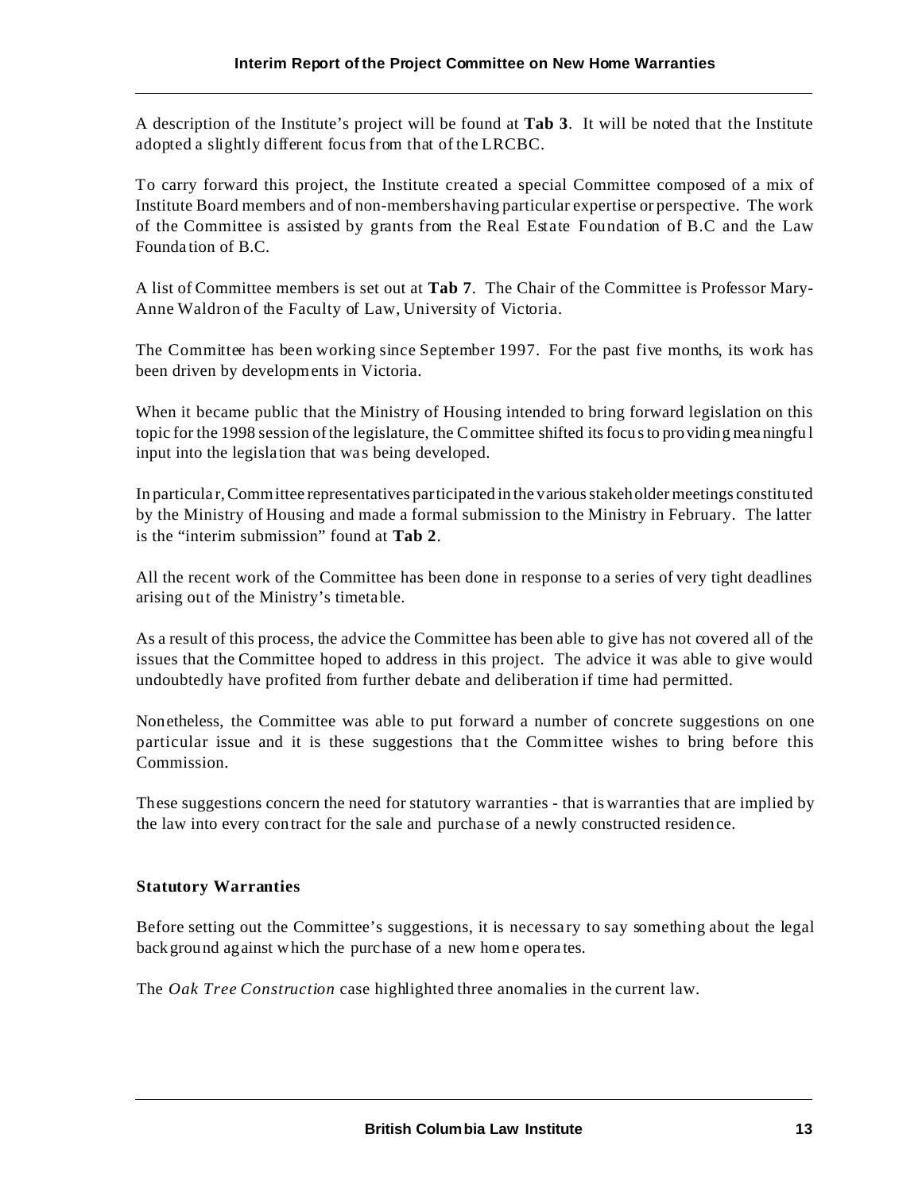A description of the Institute's project will be found at **Tab 3**. It will be noted that the Institute adopted a slightly different focus from that of the LRCBC.

To carry forward this project, the Institute created a special Committee composed of a mix of Institute Board members and of non-members having particular expertise or perspective. The work of the Committee is assisted by grants from the Real Estate Foundation of B.C and the Law Foundation of B.C.

A list of Committee members is set out at **Tab 7**. The Chair of the Committee is Professor Mary-Anne Waldron of the Faculty of Law, University of Victoria.

The Committee has been working since September 1997. For the past five months, its work has been driven by developments in Victoria.

When it became public that the Ministry of Housing intended to bring forward legislation on this topic for the 1998 session of the legislature, the Committee shifted its focus to providing meaningful input into the legislation that was being developed.

In particular, Committee representatives participated in the various stakeholder meetings constituted by the Ministry of Housing and made a formal submission to the Ministry in February. The latter is the "interim submission" found at **Tab 2**.

All the recent work of the Committee has been done in response to a series of very tight deadlines arising out of the Ministry's timetable.

As a result of this process, the advice the Committee has been able to give has not covered all of the issues that the Committee hoped to address in this project. The advice it was able to give would undoubtedly have profited from further debate and deliberation if time had permitted.

Nonetheless, the Committee was able to put forward a number of concrete suggestions on one particular issue and it is these suggestions that the Committee wishes to bring before this Commission.

These suggestions concern the need for statutory warranties - that is warranties that are implied by the law into every contract for the sale and purchase of a newly constructed residence.

### Statutory Warranties

Before setting out the Committee's suggestions, it is necessary to say something about the legal background against which the purchase of a new home operates.

The *Oak Tree Construction* case highlighted three anomalies in the current law.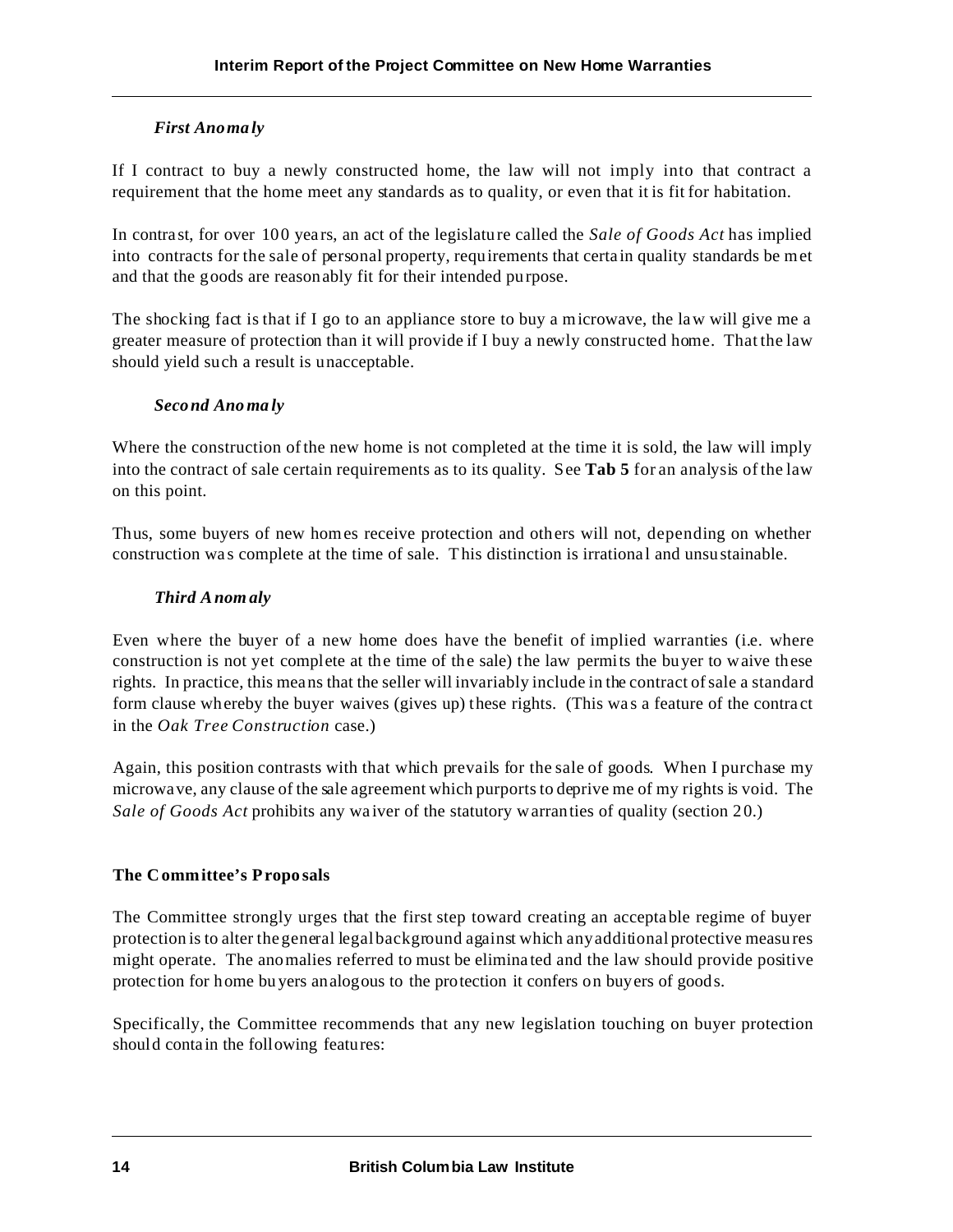#### *First Anomaly*

If I contract to buy a newly constructed home, the law will not imply into that contract a requirement that the home meet any standards as to quality, or even that it is fit for habitation.

In contrast, for over 100 years, an act of the legislature called the *Sale of Goods Act* has implied into contracts for the sale of personal property, requirements that certain quality standards be met and that the goods are reasonably fit for their intended purpose.

The shocking fact is that if I go to an appliance store to buy a microwave, the law will give me a greater measure of protection than it will provide if I buy a newly constructed home. That the law should yield such a result is unacceptable.

#### *Second Anomaly*

Where the construction of the new home is not completed at the time it is sold, the law will imply into the contract of sale certain requirements as to its quality. See **Tab 5** for an analysis of the law on this point.

Thus, some buyers of new homes receive protection and others will not, depending on whether construction was complete at the time of sale. This distinction is irrational and unsustainable.

#### *Third Anomaly*

Even where the buyer of a new home does have the benefit of implied warranties (i.e. where construction is not yet complete at the time of the sale) the law permits the buyer to waive these rights. In practice, this means that the seller will invariably include in the contract of sale a standard form clause whereby the buyer waives (gives up) these rights. (This was a feature of the contract in the *Oak Tree Construction* case.)

Again, this position contrasts with that which prevails for the sale of goods. When I purchase my microwave, any clause of the sale agreement which purports to deprive me of my rights is void. The *Sale of Goods Act* prohibits any waiver of the statutory warranties of quality (section 20.)

### The Committee's Proposals

The Committee strongly urges that the first step toward creating an acceptable regime of buyer protection is to alter the general legal background against which any additional protective measures might operate. The anomalies referred to must be eliminated and the law should provide positive protection for home buyers analogous to the protection it confers on buyers of goods.

Specifically, the Committee recommends that any new legislation touching on buyer protection should contain the following features: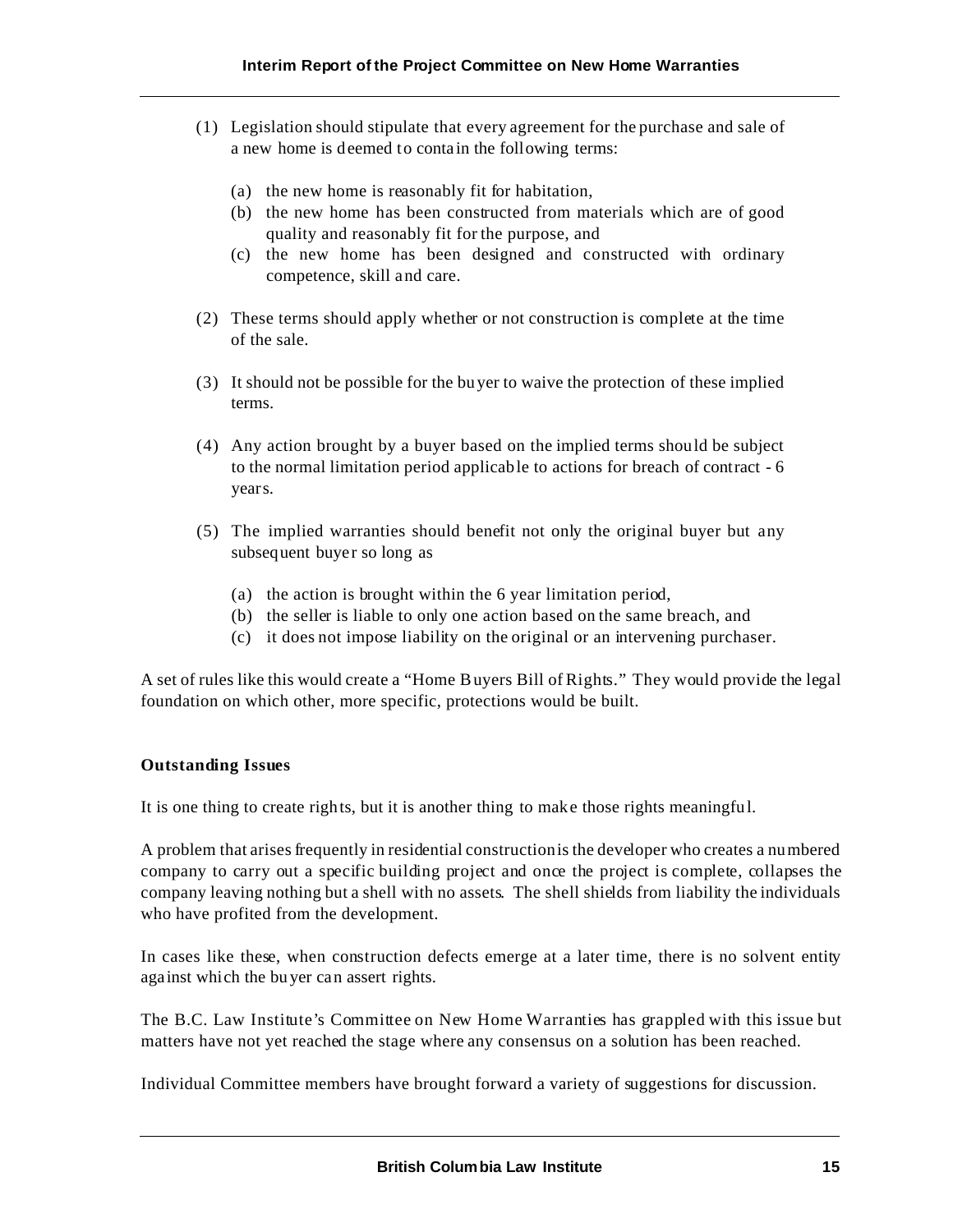(1) Legislation should stipulate that every agreement for the purchase and sale of a new home is deemed to contain the following terms:

   (a) the new home is reasonably fit for habitation,
   (b) the new home has been constructed from materials which are of good quality and reasonably fit for the purpose, and
   (c) the new home has been designed and constructed with ordinary competence, skill and care.

(2) These terms should apply whether or not construction is complete at the time of the sale.

(3) It should not be possible for the buyer to waive the protection of these implied terms.

(4) Any action brought by a buyer based on the implied terms should be subject to the normal limitation period applicable to actions for breach of contract - 6 years.

(5) The implied warranties should benefit not only the original buyer but any subsequent buyer so long as

   (a) the action is brought within the 6 year limitation period,
   (b) the seller is liable to only one action based on the same breach, and
   (c) it does not impose liability on the original or an intervening purchaser.

A set of rules like this would create a "Home Buyers Bill of Rights." They would provide the legal foundation on which other, more specific, protections would be built.

**Outstanding Issues**

It is one thing to create rights, but it is another thing to make those rights meaningful.

A problem that arises frequently in residential construction is the developer who creates a numbered company to carry out a specific building project and once the project is complete, collapses the company leaving nothing but a shell with no assets. The shell shields from liability the individuals who have profited from the development.

In cases like these, when construction defects emerge at a later time, there is no solvent entity against which the buyer can assert rights.

The B.C. Law Institute's Committee on New Home Warranties has grappled with this issue but matters have not yet reached the stage where any consensus on a solution has been reached.

Individual Committee members have brought forward a variety of suggestions for discussion.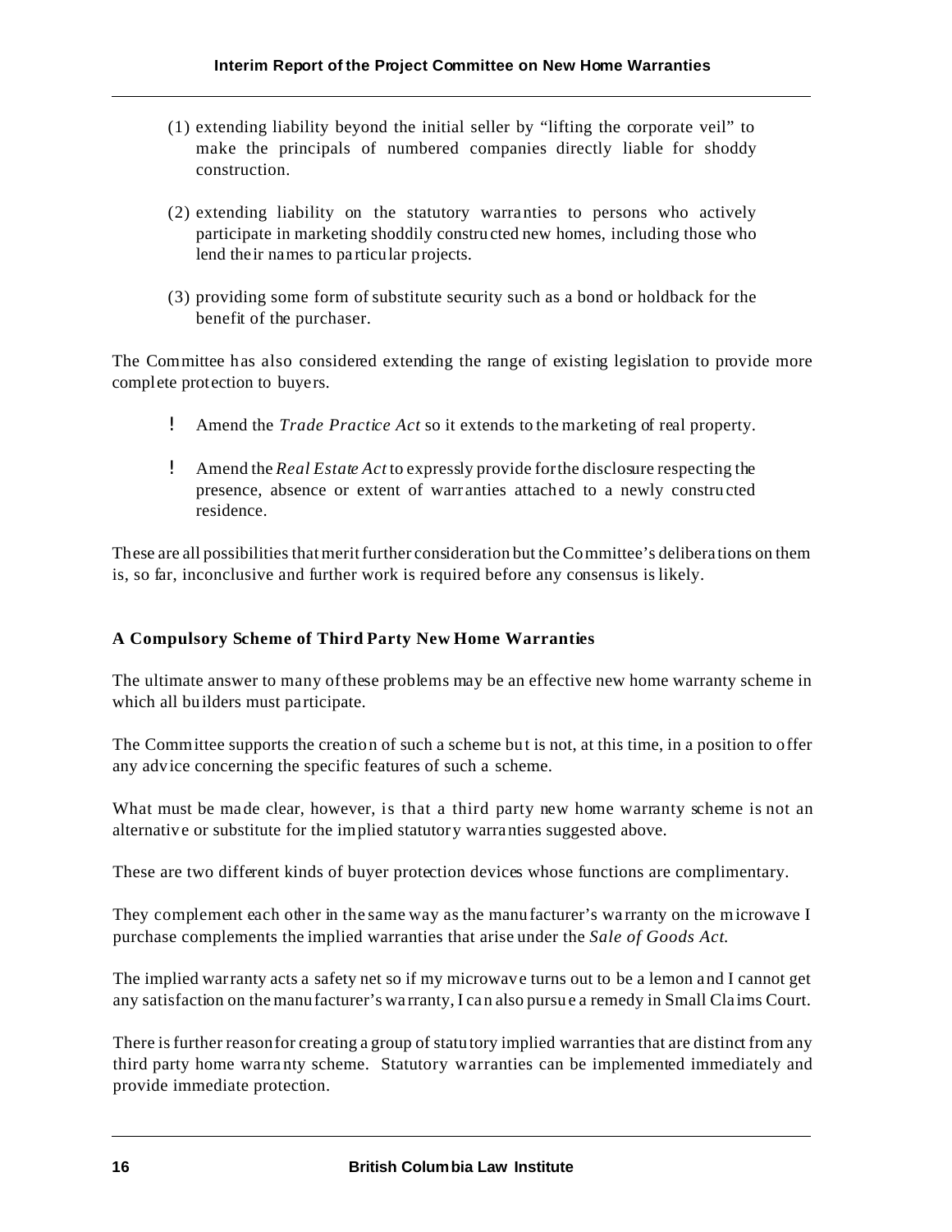(1) extending liability beyond the initial seller by "lifting the corporate veil" to make the principals of numbered companies directly liable for shoddy construction.

(2) extending liability on the statutory warranties to persons who actively participate in marketing shoddily constructed new homes, including those who lend their names to particular projects.

(3) providing some form of substitute security such as a bond or holdback for the benefit of the purchaser.

The Committee has also considered extending the range of existing legislation to provide more complete protection to buyers.

- Amend the *Trade Practice Act* so it extends to the marketing of real property.
- Amend the *Real Estate Act* to expressly provide for the disclosure respecting the presence, absence or extent of warranties attached to a newly constructed residence.

These are all possibilities that merit further consideration but the Committee's deliberations on them is, so far, inconclusive and further work is required before any consensus is likely.

**A Compulsory Scheme of Third Party New Home Warranties**

The ultimate answer to many of these problems may be an effective new home warranty scheme in which all builders must participate.

The Committee supports the creation of such a scheme but is not, at this time, in a position to offer any advice concerning the specific features of such a scheme.

What must be made clear, however, is that a third party new home warranty scheme is not an alternative or substitute for the implied statutory warranties suggested above.

These are two different kinds of buyer protection devices whose functions are complimentary.

They complement each other in the same way as the manufacturer's warranty on the microwave I purchase complements the implied warranties that arise under the *Sale of Goods Act.*

The implied warranty acts a safety net so if my microwave turns out to be a lemon and I cannot get any satisfaction on the manufacturer's warranty, I can also pursue a remedy in Small Claims Court.

There is further reason for creating a group of statutory implied warranties that are distinct from any third party home warranty scheme. Statutory warranties can be implemented immediately and provide immediate protection.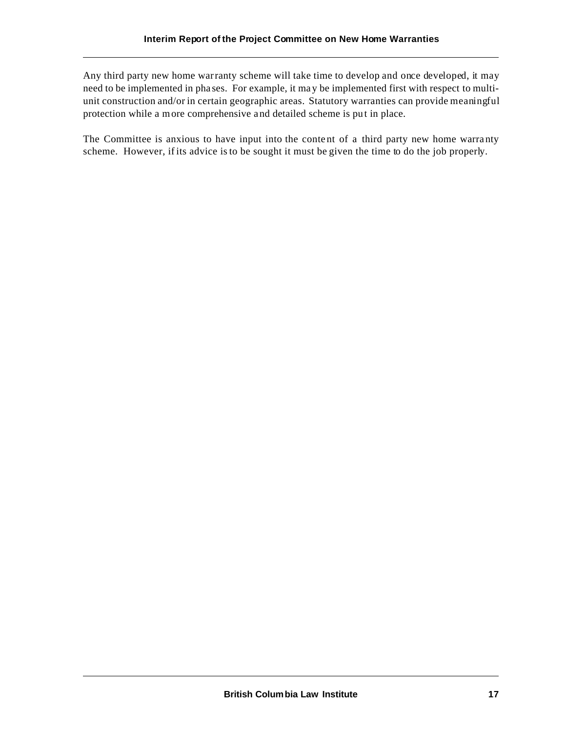Any third party new home warranty scheme will take time to develop and once developed, it may need to be implemented in phases. For example, it may be implemented first with respect to multi-unit construction and/or in certain geographic areas. Statutory warranties can provide meaningful protection while a more comprehensive and detailed scheme is put in place.

The Committee is anxious to have input into the content of a third party new home warranty scheme. However, if its advice is to be sought it must be given the time to do the job properly.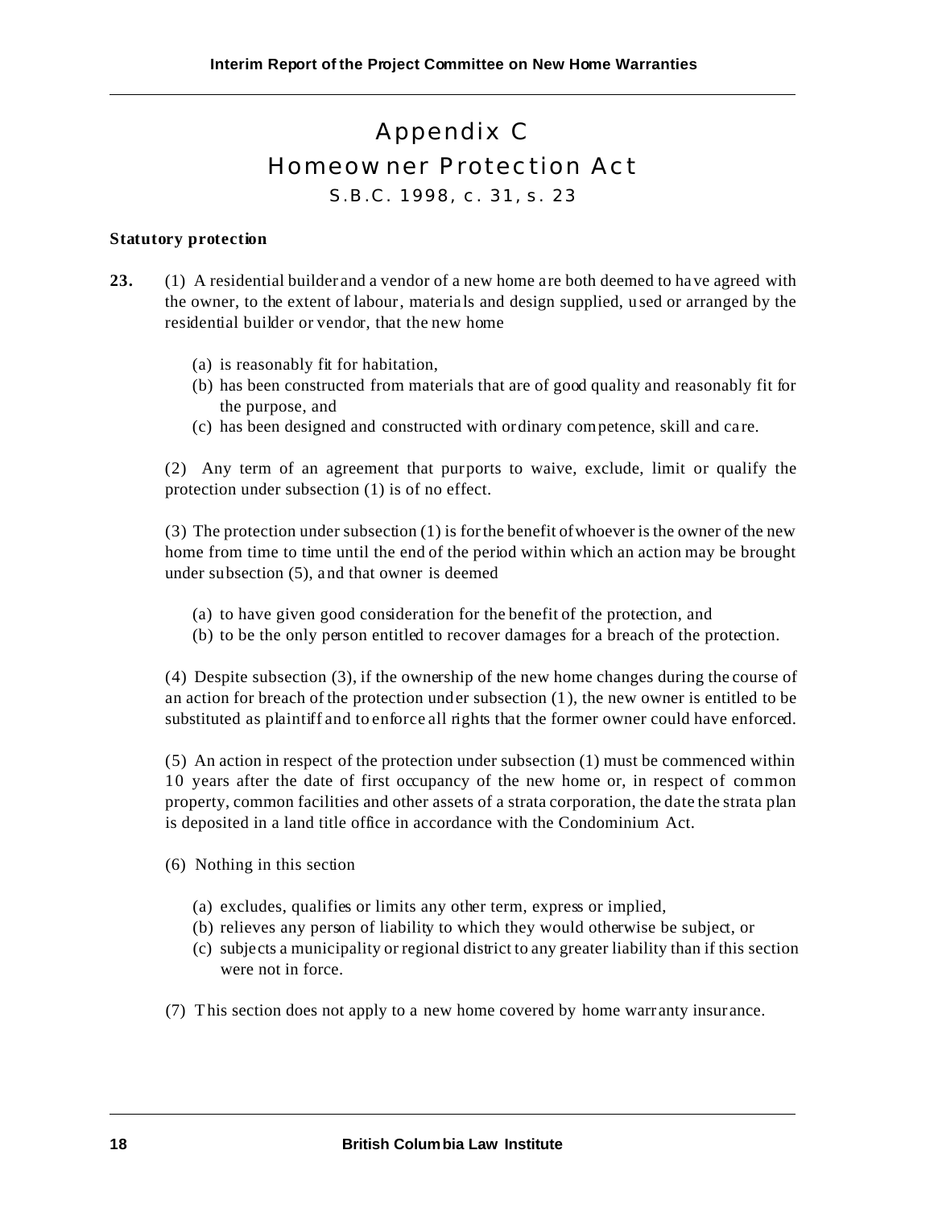# Appendix C
## Homeowner Protection Act
### S.B.C. 1998, c. 31, s. 23

**Statutory protection**

**23.** (1) A residential builder and a vendor of a new home are both deemed to have agreed with the owner, to the extent of labour, materials and design supplied, used or arranged by the residential builder or vendor, that the new home

(a) is reasonably fit for habitation,
(b) has been constructed from materials that are of good quality and reasonably fit for the purpose, and
(c) has been designed and constructed with ordinary competence, skill and care.

(2) Any term of an agreement that purports to waive, exclude, limit or qualify the protection under subsection (1) is of no effect.

(3) The protection under subsection (1) is for the benefit of whoever is the owner of the new home from time to time until the end of the period within which an action may be brought under subsection (5), and that owner is deemed

(a) to have given good consideration for the benefit of the protection, and
(b) to be the only person entitled to recover damages for a breach of the protection.

(4) Despite subsection (3), if the ownership of the new home changes during the course of an action for breach of the protection under subsection (1), the new owner is entitled to be substituted as plaintiff and to enforce all rights that the former owner could have enforced.

(5) An action in respect of the protection under subsection (1) must be commenced within 10 years after the date of first occupancy of the new home or, in respect of common property, common facilities and other assets of a strata corporation, the date the strata plan is deposited in a land title office in accordance with the Condominium Act.

(6) Nothing in this section

(a) excludes, qualifies or limits any other term, express or implied,
(b) relieves any person of liability to which they would otherwise be subject, or
(c) subjects a municipality or regional district to any greater liability than if this section were not in force.

(7) This section does not apply to a new home covered by home warranty insurance.